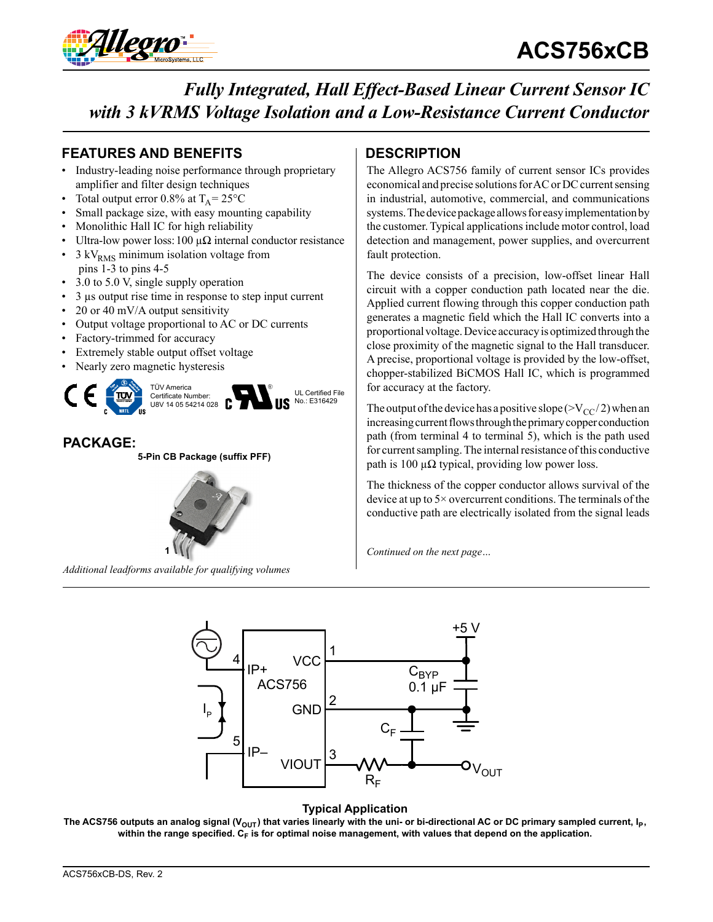# ACS756xCB

## *Fully Integrated, Hall Effect-Based Linear Current Sensor IC with 3 kVRMS Voltage Isolation and a Low-Resistance Current Conductor*

## FEATURES AND BENEFITS

- Industry-leading noise performance through proprietary amplifier and filter design techniques
- Total output error 0.8% at $T_A = 25°C$
- Small package size, with easy mounting capability
- Monolithic Hall IC for high reliability
- Ultra-low power loss: 100 μΩ internal conductor resistance
- 3 $kV_{RMS}$ minimum isolation voltage from pins 1-3 to pins 4-5
- 3.0 to 5.0 V, single supply operation
- 3 μs output rise time in response to step input current
- 20 or 40 mV/A output sensitivity
- Output voltage proportional to AC or DC currents
- Factory-trimmed for accuracy
- Extremely stable output offset voltage
- Nearly zero magnetic hysteresis

TÜV America Certificate Number: U8V 14 05 54214 028

UL Certified File No.: E316429

## PACKAGE:

**5-Pin CB Package (suffix PFF)**

*Additional leadforms available for qualifying volumes*

## DESCRIPTION

The Allegro ACS756 family of current sensor ICs provides economical and precise solutions for AC or DC current sensing in industrial, automotive, commercial, and communications systems. The device package allows for easy implementation by the customer. Typical applications include motor control, load detection and management, power supplies, and overcurrent fault protection.

The device consists of a precision, low-offset linear Hall circuit with a copper conduction path located near the die. Applied current flowing through this copper conduction path generates a magnetic field which the Hall IC converts into a proportional voltage. Device accuracy is optimized through the close proximity of the magnetic signal to the Hall transducer. A precise, proportional voltage is provided by the low-offset, chopper-stabilized BiCMOS Hall IC, which is programmed for accuracy at the factory.

The output of the device has a positive slope ($>V_{CC}/2$) when an increasing current flows through the primary copper conduction path (from terminal 4 to terminal 5), which is the path used for current sampling. The internal resistance of this conductive path is 100 μΩ typical, providing low power loss.

The thickness of the copper conductor allows survival of the device at up to 5× overcurrent conditions. The terminals of the conductive path are electrically isolated from the signal leads

*Continued on the next page…*

**Typical Application**

**The ACS756 outputs an analog signal ($V_{OUT}$) that varies linearly with the uni- or bi-directional AC or DC primary sampled current, $I_P$, within the range specified. $C_F$ is for optimal noise management, with values that depend on the application.**

ACS756xCB-DS, Rev. 2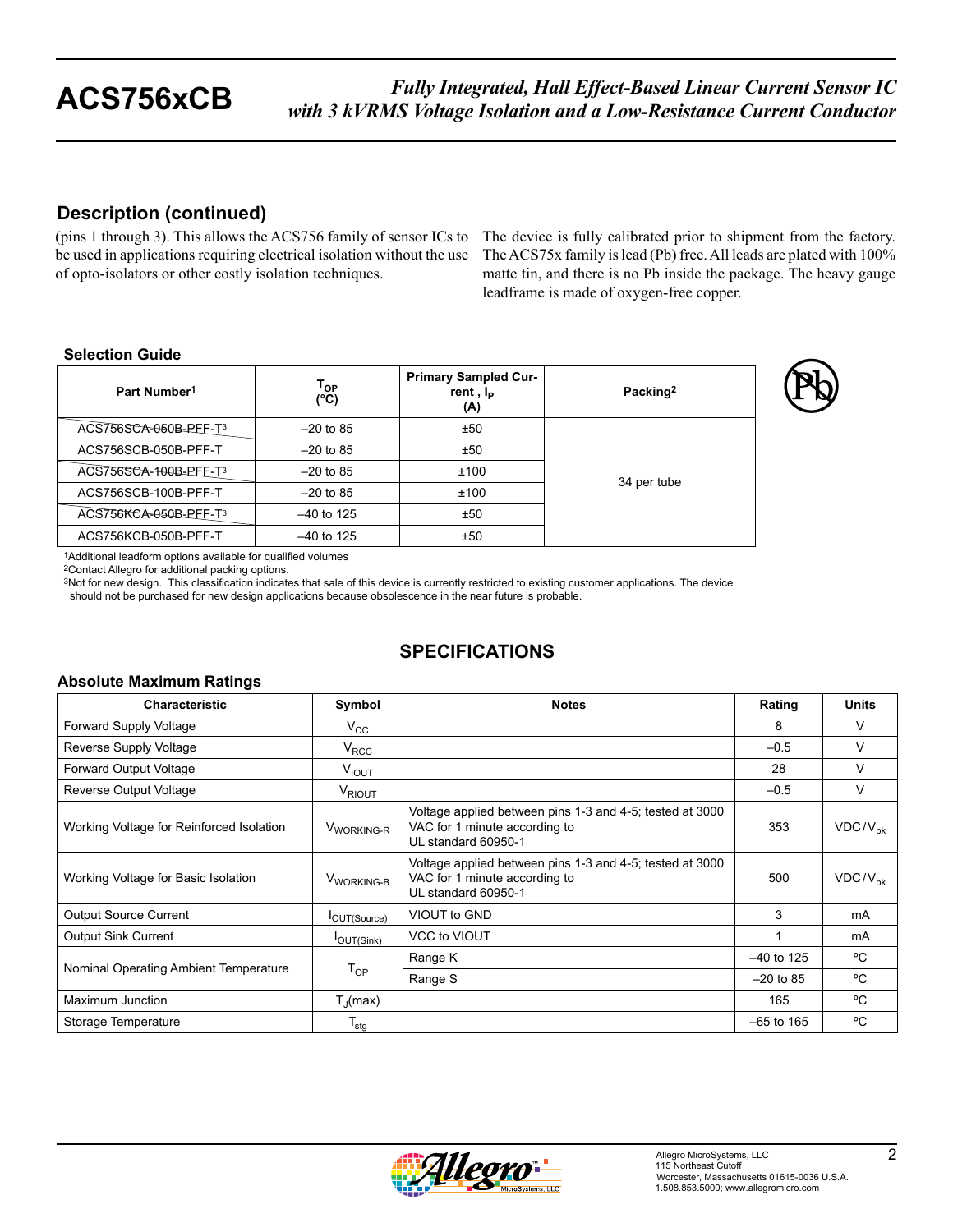## Description (continued)

(pins 1 through 3). This allows the ACS756 family of sensor ICs to be used in applications requiring electrical isolation without the use of opto-isolators or other costly isolation techniques.

The device is fully calibrated prior to shipment from the factory. The ACS75x family is lead (Pb) free. All leads are plated with 100% matte tin, and there is no Pb inside the package. The heavy gauge leadframe is made of oxygen-free copper.

### Selection Guide

| Part Number[1] | $T_{OP}$ (°C) | Primary Sampled Current , $I_P$ (A) | Packing[2] |
|---|---|---|---|
| ~~ACS756SCA-050B-PFF-T~~[3] | –20 to 85 | ±50 | 34 per tube |
| ACS756SCB-050B-PFF-T | –20 to 85 | ±50 | |
| ~~ACS756SCA-100B-PFF-T~~[3] | –20 to 85 | ±100 | |
| ACS756SCB-100B-PFF-T | –20 to 85 | ±100 | |
| ~~ACS756KCA-050B-PFF-T~~[3] | –40 to 125 | ±50 | |
| ACS756KCB-050B-PFF-T | –40 to 125 | ±50 | |

[1]Additional leadform options available for qualified volumes

[2]Contact Allegro for additional packing options.

[3]Not for new design. This classification indicates that sale of this device is currently restricted to existing customer applications. The device should not be purchased for new design applications because obsolescence in the near future is probable.

## SPECIFICATIONS

### Absolute Maximum Ratings

| Characteristic | Symbol | Notes | Rating | Units |
|---|---|---|---|---|
| Forward Supply Voltage | $V_{CC}$ | | 8 | V |
| Reverse Supply Voltage | $V_{RCC}$ | | –0.5 | V |
| Forward Output Voltage | $V_{IOUT}$ | | 28 | V |
| Reverse Output Voltage | $V_{RIOUT}$ | | –0.5 | V |
| Working Voltage for Reinforced Isolation | $V_{WORKING\text{-}R}$ | Voltage applied between pins 1-3 and 4-5; tested at 3000 VAC for 1 minute according to UL standard 60950-1 | 353 | VDC/$V_{pk}$ |
| Working Voltage for Basic Isolation | $V_{WORKING\text{-}B}$ | Voltage applied between pins 1-3 and 4-5; tested at 3000 VAC for 1 minute according to UL standard 60950-1 | 500 | VDC/$V_{pk}$ |
| Output Source Current | $I_{OUT(Source)}$ | VIOUT to GND | 3 | mA |
| Output Sink Current | $I_{OUT(Sink)}$ | VCC to VIOUT | 1 | mA |
| Nominal Operating Ambient Temperature | $T_{OP}$ | Range K | –40 to 125 | ºC |
| | | Range S | –20 to 85 | ºC |
| Maximum Junction | $T_J$(max) | | 165 | ºC |
| Storage Temperature | $T_{stg}$ | | –65 to 165 | ºC |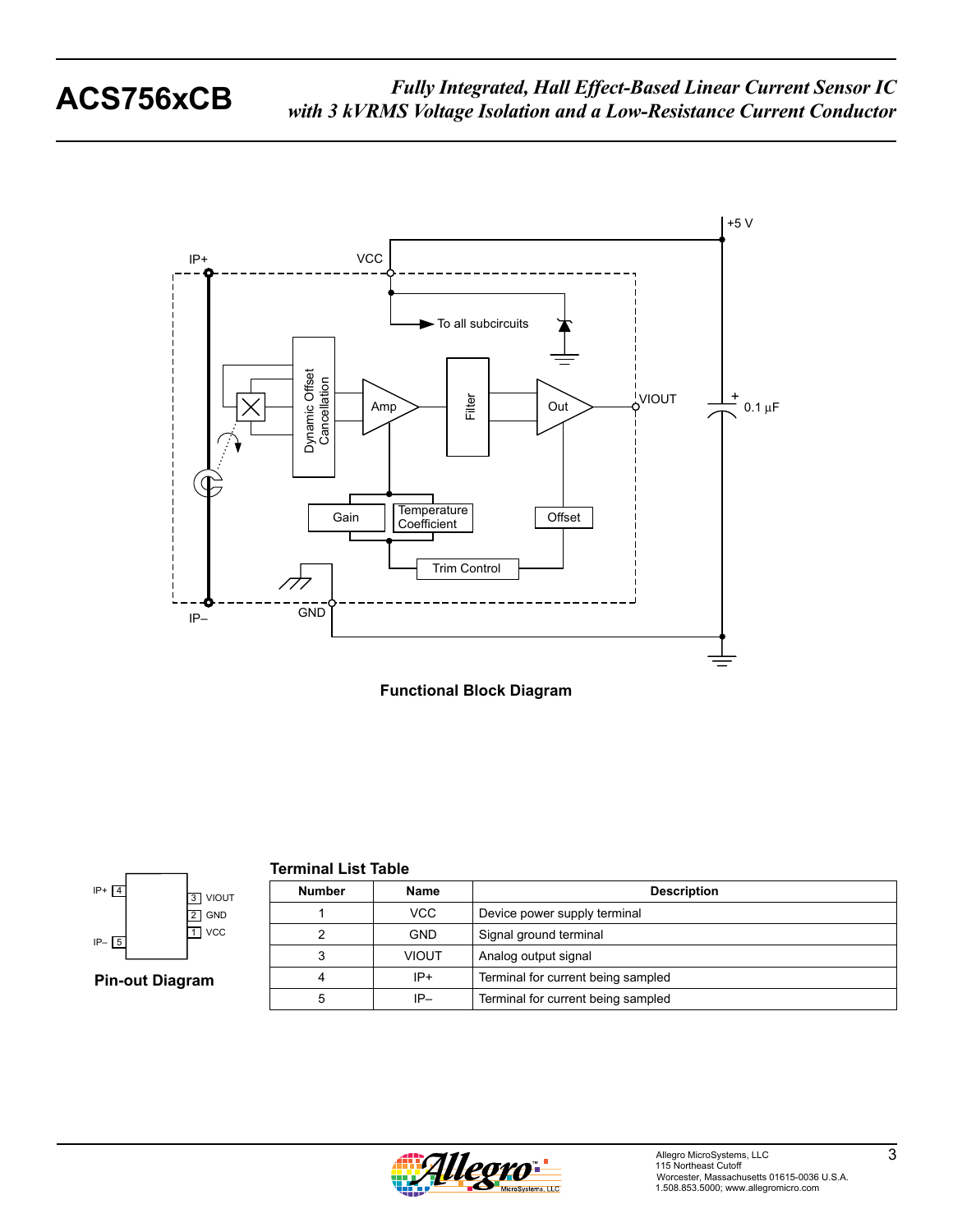Functional Block Diagram

Pin-out Diagram

**Terminal List Table**

| Number | Name | Description |
|---|---|---|
| 1 | VCC | Device power supply terminal |
| 2 | GND | Signal ground terminal |
| 3 | VIOUT | Analog output signal |
| 4 | IP+ | Terminal for current being sampled |
| 5 | IP– | Terminal for current being sampled |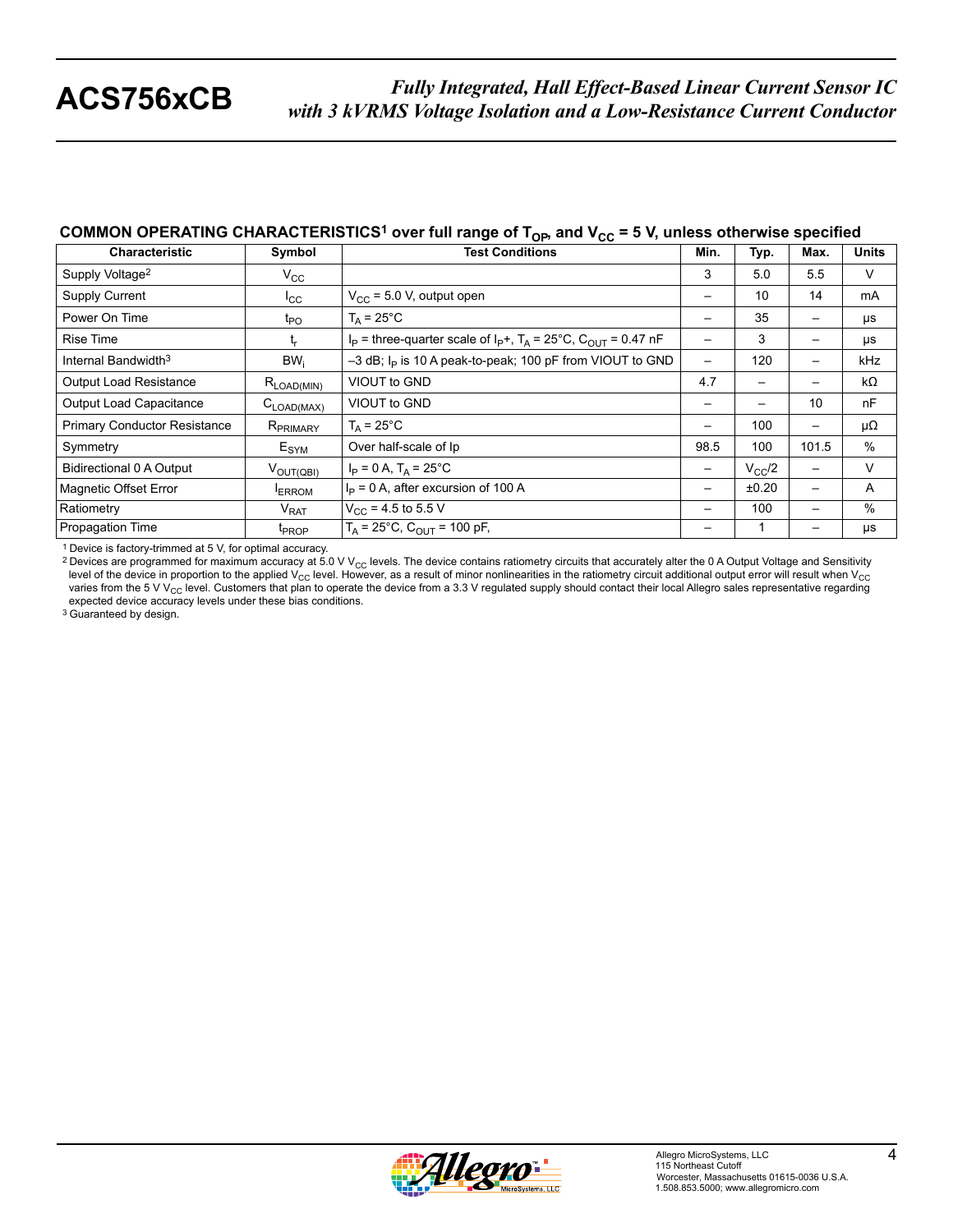## COMMON OPERATING CHARACTERISTICS[1] over full range of $T_{OP}$, and $V_{CC}$ = 5 V, unless otherwise specified

| Characteristic | Symbol | Test Conditions | Min. | Typ. | Max. | Units |
|---|---|---|---|---|---|---|
| Supply Voltage[2] | $V_{CC}$ | | 3 | 5.0 | 5.5 | V |
| Supply Current | $I_{CC}$ | $V_{CC}$ = 5.0 V, output open | – | 10 | 14 | mA |
| Power On Time | $t_{PO}$ | $T_A$ = 25°C | – | 35 | – | μs |
| Rise Time | $t_r$ | $I_P$ = three-quarter scale of $I_P$+, $T_A$ = 25°C, $C_{OUT}$ = 0.47 nF | – | 3 | – | μs |
| Internal Bandwidth[3] | $BW_i$ | –3 dB; $I_P$ is 10 A peak-to-peak; 100 pF from VIOUT to GND | – | 120 | – | kHz |
| Output Load Resistance | $R_{LOAD(MIN)}$ | VIOUT to GND | 4.7 | – | – | kΩ |
| Output Load Capacitance | $C_{LOAD(MAX)}$ | VIOUT to GND | – | – | 10 | nF |
| Primary Conductor Resistance | $R_{PRIMARY}$ | $T_A$ = 25°C | – | 100 | – | μΩ |
| Symmetry | $E_{SYM}$ | Over half-scale of Ip | 98.5 | 100 | 101.5 | % |
| Bidirectional 0 A Output | $V_{OUT(QBI)}$ | $I_P$ = 0 A, $T_A$ = 25°C | – | $V_{CC}/2$ | – | V |
| Magnetic Offset Error | $I_{ERROM}$ | $I_P$ = 0 A, after excursion of 100 A | – | ±0.20 | – | A |
| Ratiometry | $V_{RAT}$ | $V_{CC}$ = 4.5 to 5.5 V | – | 100 | – | % |
| Propagation Time | $t_{PROP}$ | $T_A$ = 25°C, $C_{OUT}$ = 100 pF, | – | 1 | – | μs |

[1] Device is factory-trimmed at 5 V, for optimal accuracy.
[2] Devices are programmed for maximum accuracy at 5.0 V $V_{CC}$ levels. The device contains ratiometry circuits that accurately alter the 0 A Output Voltage and Sensitivity level of the device in proportion to the applied $V_{CC}$ level. However, as a result of minor nonlinearities in the ratiometry circuit additional output error will result when $V_{CC}$ varies from the 5 V $V_{CC}$ level. Customers that plan to operate the device from a 3.3 V regulated supply should contact their local Allegro sales representative regarding expected device accuracy levels under these bias conditions.
[3] Guaranteed by design.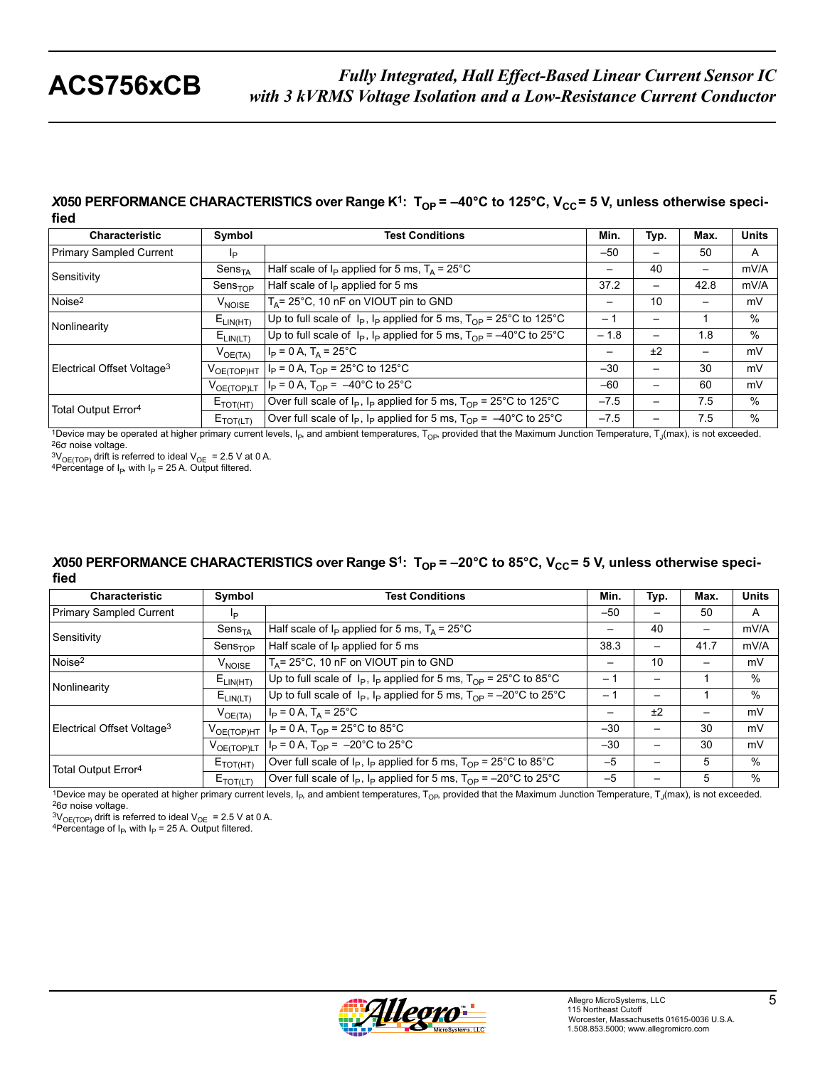## *X*050 PERFORMANCE CHARACTERISTICS over Range K[1]: $T_{OP}$ = –40°C to 125°C, $V_{CC}$ = 5 V, unless otherwise specified

| Characteristic | Symbol | Test Conditions | Min. | Typ. | Max. | Units |
|---|---|---|---|---|---|---|
| Primary Sampled Current | $I_P$ | | –50 | – | 50 | A |
| Sensitivity | $Sens_{TA}$ | Half scale of $I_P$ applied for 5 ms, $T_A$ = 25°C | – | 40 | – | mV/A |
| | $Sens_{TOP}$ | Half scale of $I_P$ applied for 5 ms | 37.2 | – | 42.8 | mV/A |
| Noise[2] | $V_{NOISE}$ | $T_A$= 25°C, 10 nF on VIOUT pin to GND | – | 10 | – | mV |
| Nonlinearity | $E_{LIN(HT)}$ | Up to full scale of $I_P$, $I_P$ applied for 5 ms, $T_{OP}$ = 25°C to 125°C | – 1 | – | 1 | % |
| | $E_{LIN(LT)}$ | Up to full scale of $I_P$, $I_P$ applied for 5 ms, $T_{OP}$ = –40°C to 25°C | – 1.8 | – | 1.8 | % |
| Electrical Offset Voltage[3] | $V_{OE(TA)}$ | $I_P$ = 0 A, $T_A$ = 25°C | – | ±2 | – | mV |
| | $V_{OE(TOP)HT}$ | $I_P$ = 0 A, $T_{OP}$ = 25°C to 125°C | –30 | – | 30 | mV |
| | $V_{OE(TOP)LT}$ | $I_P$ = 0 A, $T_{OP}$ = –40°C to 25°C | –60 | – | 60 | mV |
| Total Output Error[4] | $E_{TOT(HT)}$ | Over full scale of $I_P$, $I_P$ applied for 5 ms, $T_{OP}$ = 25°C to 125°C | –7.5 | – | 7.5 | % |
| | $E_{TOT(LT)}$ | Over full scale of $I_P$, $I_P$ applied for 5 ms, $T_{OP}$ = –40°C to 25°C | –7.5 | – | 7.5 | % |

[1]Device may be operated at higher primary current levels, $I_P$, and ambient temperatures, $T_{OP}$, provided that the Maximum Junction Temperature, $T_J$(max), is not exceeded.
[2]6σ noise voltage.
[3]$V_{OE(TOP)}$ drift is referred to ideal $V_{OE}$ = 2.5 V at 0 A.
[4]Percentage of $I_P$, with $I_P$ = 25 A. Output filtered.

## *X*050 PERFORMANCE CHARACTERISTICS over Range S[1]: $T_{OP}$ = –20°C to 85°C, $V_{CC}$ = 5 V, unless otherwise specified

| Characteristic | Symbol | Test Conditions | Min. | Typ. | Max. | Units |
|---|---|---|---|---|---|---|
| Primary Sampled Current | $I_P$ | | –50 | – | 50 | A |
| Sensitivity | $Sens_{TA}$ | Half scale of $I_P$ applied for 5 ms, $T_A$ = 25°C | – | 40 | – | mV/A |
| | $Sens_{TOP}$ | Half scale of $I_P$ applied for 5 ms | 38.3 | – | 41.7 | mV/A |
| Noise[2] | $V_{NOISE}$ | $T_A$= 25°C, 10 nF on VIOUT pin to GND | – | 10 | – | mV |
| Nonlinearity | $E_{LIN(HT)}$ | Up to full scale of $I_P$, $I_P$ applied for 5 ms, $T_{OP}$ = 25°C to 85°C | – 1 | – | 1 | % |
| | $E_{LIN(LT)}$ | Up to full scale of $I_P$, $I_P$ applied for 5 ms, $T_{OP}$ = –20°C to 25°C | – 1 | – | 1 | % |
| Electrical Offset Voltage[3] | $V_{OE(TA)}$ | $I_P$ = 0 A, $T_A$ = 25°C | – | ±2 | – | mV |
| | $V_{OE(TOP)HT}$ | $I_P$ = 0 A, $T_{OP}$ = 25°C to 85°C | –30 | – | 30 | mV |
| | $V_{OE(TOP)LT}$ | $I_P$ = 0 A, $T_{OP}$ = –20°C to 25°C | –30 | – | 30 | mV |
| Total Output Error[4] | $E_{TOT(HT)}$ | Over full scale of $I_P$, $I_P$ applied for 5 ms, $T_{OP}$ = 25°C to 85°C | –5 | – | 5 | % |
| | $E_{TOT(LT)}$ | Over full scale of $I_P$, $I_P$ applied for 5 ms, $T_{OP}$ = –20°C to 25°C | –5 | – | 5 | % |

[1]Device may be operated at higher primary current levels, $I_P$, and ambient temperatures, $T_{OP}$, provided that the Maximum Junction Temperature, $T_J$(max), is not exceeded.
[2]6σ noise voltage.
[3]$V_{OE(TOP)}$ drift is referred to ideal $V_{OE}$ = 2.5 V at 0 A.
[4]Percentage of $I_P$, with $I_P$ = 25 A. Output filtered.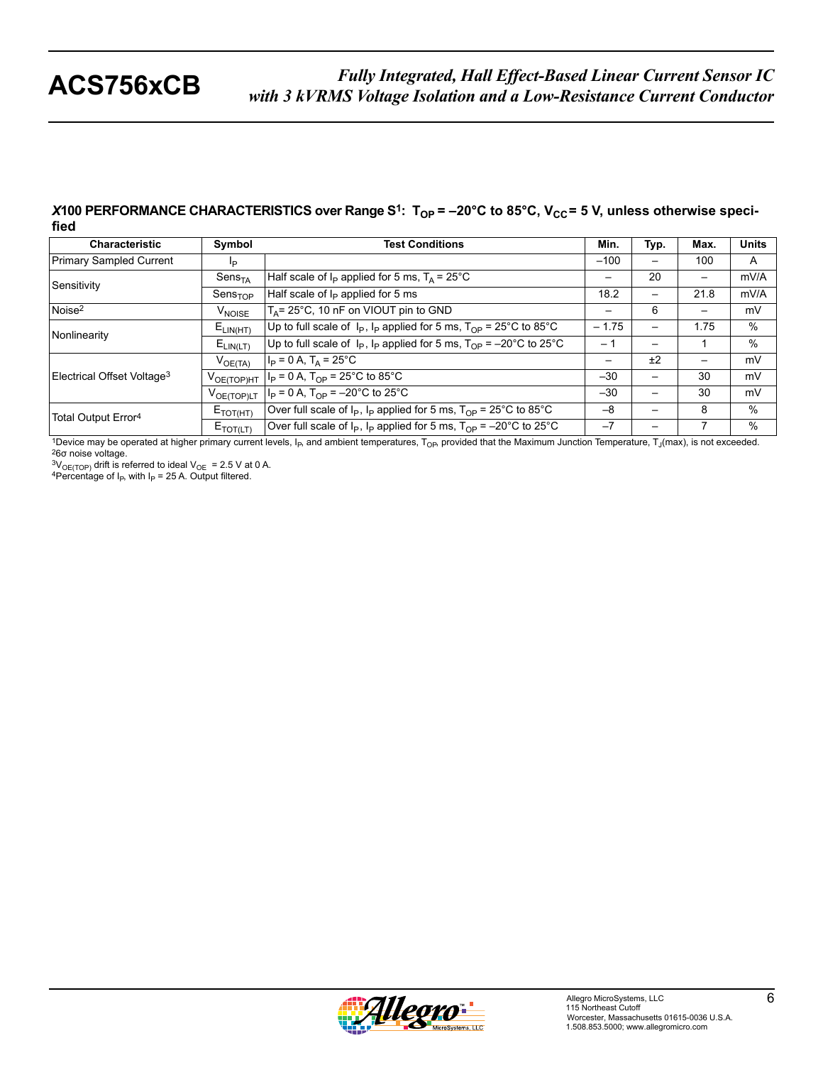### *X*100 PERFORMANCE CHARACTERISTICS over Range S[1]: $T_{OP}$ = –20°C to 85°C, $V_{CC}$ = 5 V, unless otherwise specified

| Characteristic | Symbol | Test Conditions | Min. | Typ. | Max. | Units |
|---|---|---|---|---|---|---|
| Primary Sampled Current | $I_P$ | | –100 | – | 100 | A |
| Sensitivity | $Sens_{TA}$ | Half scale of $I_P$ applied for 5 ms, $T_A$ = 25°C | – | 20 | – | mV/A |
| | $Sens_{TOP}$ | Half scale of $I_P$ applied for 5 ms | 18.2 | – | 21.8 | mV/A |
| Noise[2] | $V_{NOISE}$ | $T_A$= 25°C, 10 nF on VIOUT pin to GND | – | 6 | – | mV |
| Nonlinearity | $E_{LIN(HT)}$ | Up to full scale of $I_P$, $I_P$ applied for 5 ms, $T_{OP}$ = 25°C to 85°C | – 1.75 | – | 1.75 | % |
| | $E_{LIN(LT)}$ | Up to full scale of $I_P$, $I_P$ applied for 5 ms, $T_{OP}$ = –20°C to 25°C | – 1 | – | 1 | % |
| Electrical Offset Voltage[3] | $V_{OE(TA)}$ | $I_P$ = 0 A, $T_A$ = 25°C | – | ±2 | – | mV |
| | $V_{OE(TOP)HT}$ | $I_P$ = 0 A, $T_{OP}$ = 25°C to 85°C | –30 | – | 30 | mV |
| | $V_{OE(TOP)LT}$ | $I_P$ = 0 A, $T_{OP}$ = –20°C to 25°C | –30 | – | 30 | mV |
| Total Output Error[4] | $E_{TOT(HT)}$ | Over full scale of $I_P$, $I_P$ applied for 5 ms, $T_{OP}$ = 25°C to 85°C | –8 | – | 8 | % |
| | $E_{TOT(LT)}$ | Over full scale of $I_P$, $I_P$ applied for 5 ms, $T_{OP}$ = –20°C to 25°C | –7 | – | 7 | % |

[1]Device may be operated at higher primary current levels, $I_P$, and ambient temperatures, $T_{OP}$, provided that the Maximum Junction Temperature, $T_J$(max), is not exceeded.
[2]6σ noise voltage.
[3]$V_{OE(TOP)}$ drift is referred to ideal $V_{OE}$ = 2.5 V at 0 A.
[4]Percentage of $I_P$, with $I_P$ = 25 A. Output filtered.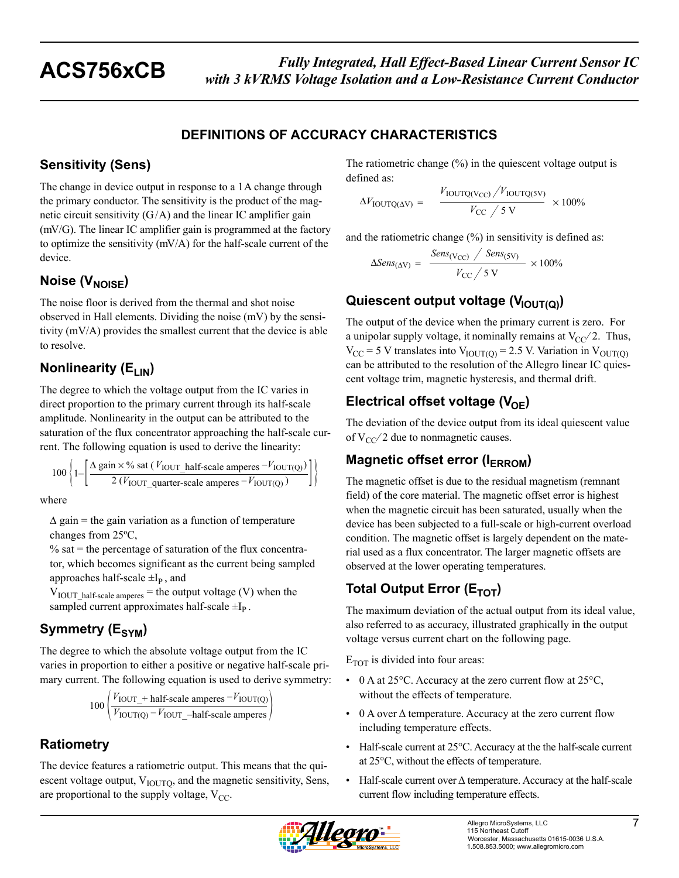## DEFINITIONS OF ACCURACY CHARACTERISTICS

### Sensitivity (Sens)

The change in device output in response to a 1 A change through the primary conductor. The sensitivity is the product of the magnetic circuit sensitivity (G / A) and the linear IC amplifier gain (mV/G). The linear IC amplifier gain is programmed at the factory to optimize the sensitivity (mV/A) for the half-scale current of the device.

### Noise ($V_{NOISE}$)

The noise floor is derived from the thermal and shot noise observed in Hall elements. Dividing the noise (mV) by the sensitivity (mV/A) provides the smallest current that the device is able to resolve.

### Nonlinearity ($E_{LIN}$)

The degree to which the voltage output from the IC varies in direct proportion to the primary current through its half-scale amplitude. Nonlinearity in the output can be attributed to the saturation of the flux concentrator approaching the half-scale current. The following equation is used to derive the linearity:

$$100 \left\{ 1 - \left[ \frac{\Delta \text{ gain} \times \% \text{ sat } (V_{IOUT\_half\text{-}scale\ amperes} - V_{IOUT(Q)})}{2\,(V_{IOUT\_quarter\text{-}scale\ amperes} - V_{IOUT(Q)})} \right] \right\}$$

where

Δ gain = the gain variation as a function of temperature changes from 25ºC,

% sat = the percentage of saturation of the flux concentrator, which becomes significant as the current being sampled approaches half-scale $\pm I_P$ , and

$V_{IOUT\_half\text{-}scale\ amperes}$ = the output voltage (V) when the sampled current approximates half-scale $\pm I_P$ .

### Symmetry ($E_{SYM}$)

The degree to which the absolute voltage output from the IC varies in proportion to either a positive or negative half-scale primary current. The following equation is used to derive symmetry:

$$100 \left( \frac{V_{IOUT\_+\ half\text{-}scale\ amperes} - V_{IOUT(Q)}}{V_{IOUT(Q)} - V_{IOUT\_-half\text{-}scale\ amperes}} \right)$$

### Ratiometry

The device features a ratiometric output. This means that the quiescent voltage output, $V_{IOUTQ}$, and the magnetic sensitivity, Sens, are proportional to the supply voltage, $V_{CC}$.

The ratiometric change (%) in the quiescent voltage output is defined as:

$$\Delta V_{IOUTQ(\Delta V)} = \frac{V_{IOUTQ(VCC)} / V_{IOUTQ(5V)}}{V_{CC} / 5\text{ V}} \times 100\%$$

and the ratiometric change (%) in sensitivity is defined as:

$$\Delta Sens_{(\Delta V)} = \frac{Sens_{(VCC)} / Sens_{(5V)}}{V_{CC} / 5\text{ V}} \times 100\%$$

### Quiescent output voltage ($V_{IOUT(Q)}$)

The output of the device when the primary current is zero. For a unipolar supply voltage, it nominally remains at $V_{CC}/2$. Thus, $V_{CC}$ = 5 V translates into $V_{IOUT(Q)}$ = 2.5 V. Variation in $V_{OUT(Q)}$ can be attributed to the resolution of the Allegro linear IC quiescent voltage trim, magnetic hysteresis, and thermal drift.

### Electrical offset voltage ($V_{OE}$)

The deviation of the device output from its ideal quiescent value of $V_{CC}/2$ due to nonmagnetic causes.

### Magnetic offset error ($I_{ERROM}$)

The magnetic offset is due to the residual magnetism (remnant field) of the core material. The magnetic offset error is highest when the magnetic circuit has been saturated, usually when the device has been subjected to a full-scale or high-current overload condition. The magnetic offset is largely dependent on the material used as a flux concentrator. The larger magnetic offsets are observed at the lower operating temperatures.

### Total Output Error ($E_{TOT}$)

The maximum deviation of the actual output from its ideal value, also referred to as accuracy, illustrated graphically in the output voltage versus current chart on the following page.

$E_{TOT}$ is divided into four areas:

- 0 A at 25°C. Accuracy at the zero current flow at 25°C, without the effects of temperature.
- 0 A over Δ temperature. Accuracy at the zero current flow including temperature effects.
- Half-scale current at 25°C. Accuracy at the the half-scale current at 25°C, without the effects of temperature.
- Half-scale current over Δ temperature. Accuracy at the half-scale current flow including temperature effects.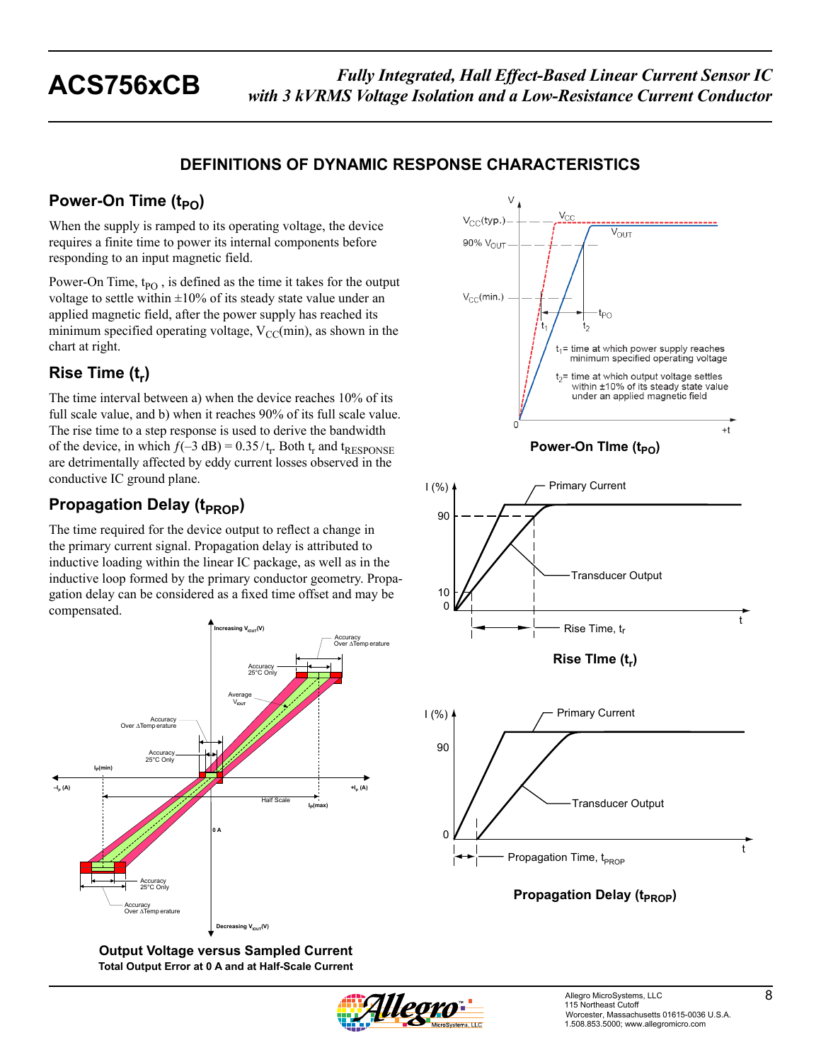## DEFINITIONS OF DYNAMIC RESPONSE CHARACTERISTICS

### Power-On Time ($t_{PO}$)

When the supply is ramped to its operating voltage, the device requires a finite time to power its internal components before responding to an input magnetic field.

Power-On Time, $t_{PO}$ , is defined as the time it takes for the output voltage to settle within ±10% of its steady state value under an applied magnetic field, after the power supply has reached its minimum specified operating voltage, $V_{CC}$(min), as shown in the chart at right.

### Rise Time ($t_r$)

The time interval between a) when the device reaches 10% of its full scale value, and b) when it reaches 90% of its full scale value. The rise time to a step response is used to derive the bandwidth of the device, in which $f(–3\text{ dB}) = 0.35 / t_r$. Both $t_r$ and $t_{RESPONSE}$ are detrimentally affected by eddy current losses observed in the conductive IC ground plane.

### Propagation Delay ($t_{PROP}$)

The time required for the device output to reflect a change in the primary current signal. Propagation delay is attributed to inductive loading within the linear IC package, as well as in the inductive loop formed by the primary conductor geometry. Propagation delay can be considered as a fixed time offset and may be compensated.

**Output Voltage versus Sampled Current**
**Total Output Error at 0 A and at Half-Scale Current**

$t_1$ = time at which power supply reaches minimum specified operating voltage

$t_2$ = time at which output voltage settles within ±10% of its steady state value under an applied magnetic field

**Power-On TIme ($t_{PO}$)**

**Rise TIme ($t_r$)**

**Propagation Delay ($t_{PROP}$)**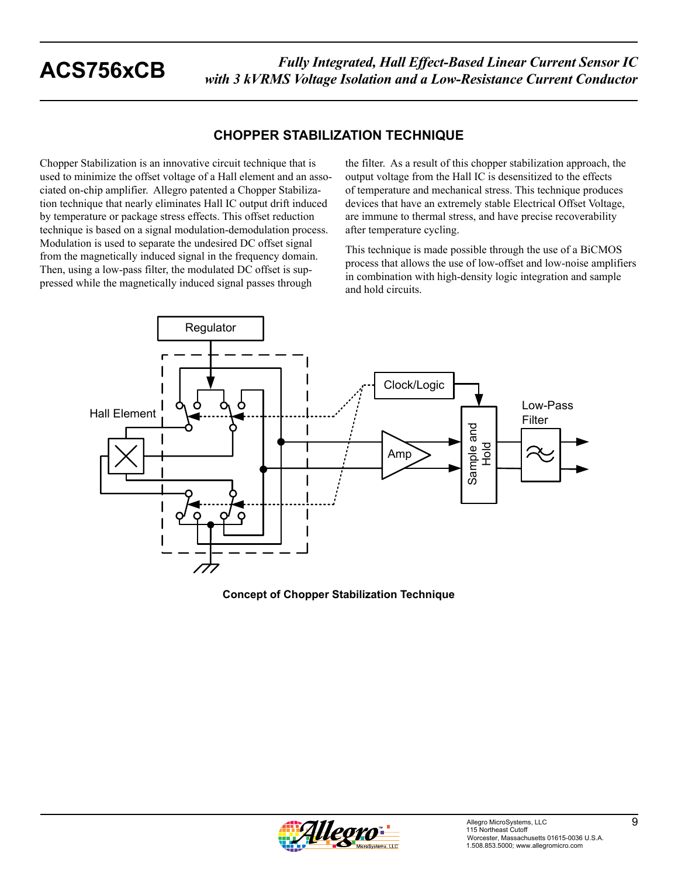## CHOPPER STABILIZATION TECHNIQUE

Chopper Stabilization is an innovative circuit technique that is used to minimize the offset voltage of a Hall element and an associated on-chip amplifier. Allegro patented a Chopper Stabilization technique that nearly eliminates Hall IC output drift induced by temperature or package stress effects. This offset reduction technique is based on a signal modulation-demodulation process. Modulation is used to separate the undesired DC offset signal from the magnetically induced signal in the frequency domain. Then, using a low-pass filter, the modulated DC offset is suppressed while the magnetically induced signal passes through the filter. As a result of this chopper stabilization approach, the output voltage from the Hall IC is desensitized to the effects of temperature and mechanical stress. This technique produces devices that have an extremely stable Electrical Offset Voltage, are immune to thermal stress, and have precise recoverability after temperature cycling.

This technique is made possible through the use of a BiCMOS process that allows the use of low-offset and low-noise amplifiers in combination with high-density logic integration and sample and hold circuits.

Concept of Chopper Stabilization Technique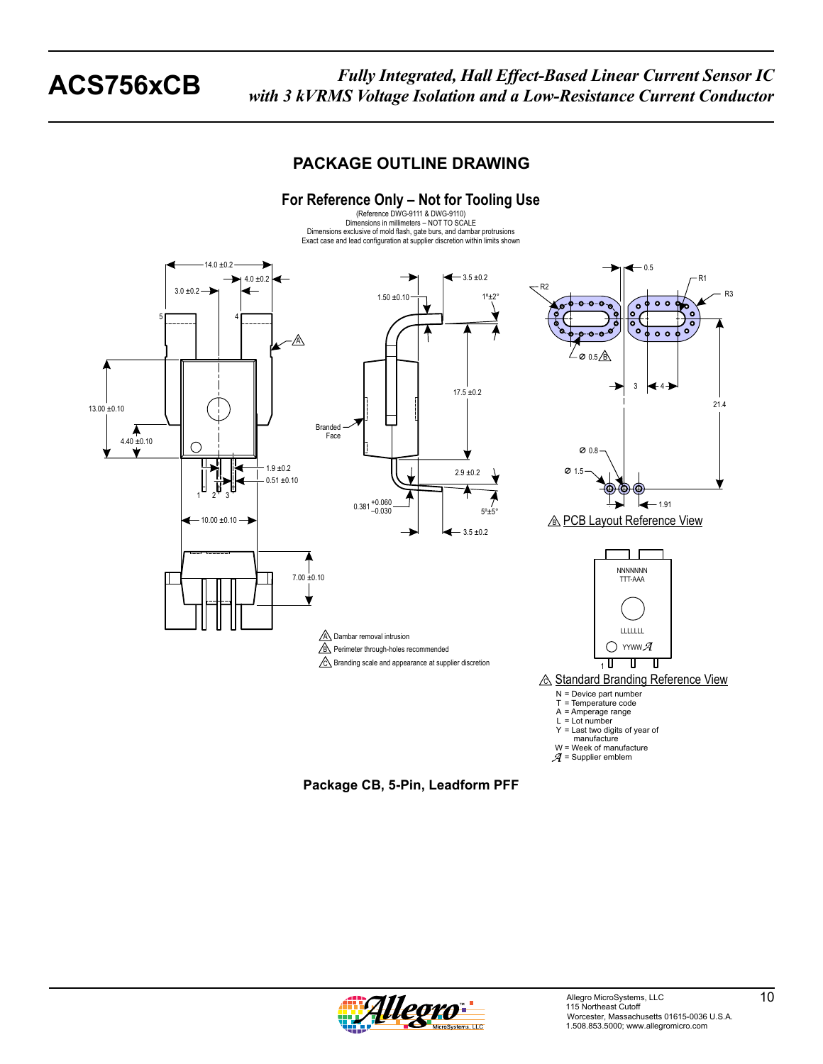## PACKAGE OUTLINE DRAWING

**For Reference Only – Not for Tooling Use**

(Reference DWG-9111 & DWG-9110)
Dimensions in millimeters – NOT TO SCALE
Dimensions exclusive of mold flash, gate burs, and dambar protrusions
Exact case and lead configuration at supplier discretion within limits shown

14.0 ±0.2
4.0 ±0.2
3.0 ±0.2
5 4
13.00 ±0.10
4.40 ±0.10
1.9 ±0.2
0.51 ±0.10
1 2 3
10.00 ±0.10
7.00 ±0.10

1.50 ±0.10
3.5 ±0.2
1°±2°
17.5 ±0.2
Branded Face
2.9 ±0.2
$0.381^{+0.060}_{-0.030}$
5°±5°
3.5 ±0.2

0.5
R1
R2
R3
Ø 0.5 B
3
4
21.4
Ø 0.8
Ø 1.5
1.91

B PCB Layout Reference View

NNNNNNN
TTT-AAA
LLLLLLL
YYWW
1

C Standard Branding Reference View

N = Device part number
T = Temperature code
A = Amperage range
L = Lot number
Y = Last two digits of year of manufacture
W = Week of manufacture
= Supplier emblem

A Dambar removal intrusion
B Perimeter through-holes recommended
C Branding scale and appearance at supplier discretion

**Package CB, 5-Pin, Leadform PFF**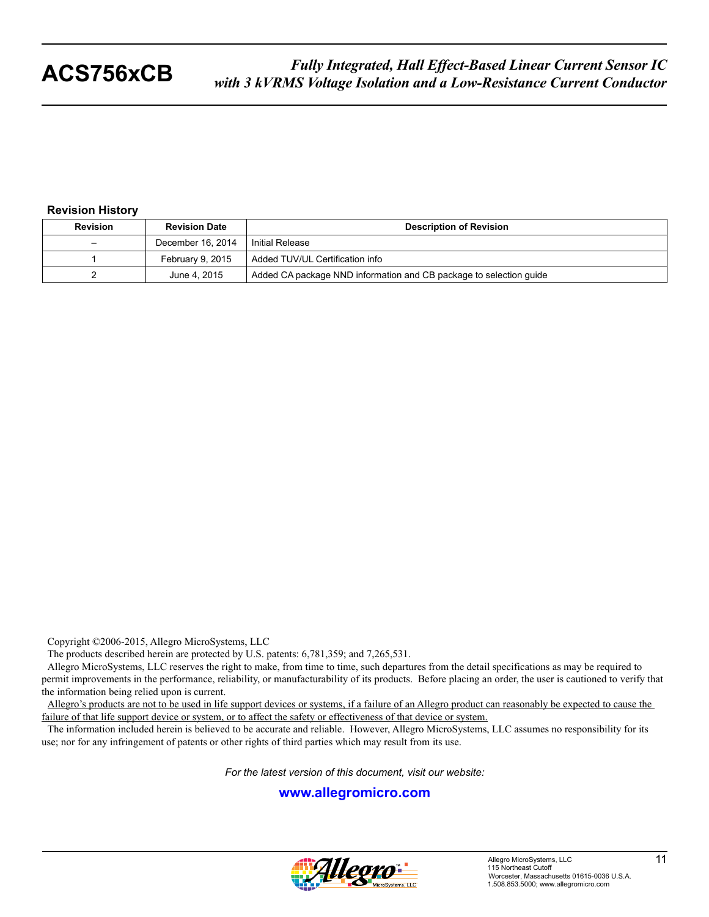### Revision History

| Revision | Revision Date | Description of Revision |
|---|---|---|
| – | December 16, 2014 | Initial Release |
| 1 | February 9, 2015 | Added TUV/UL Certification info |
| 2 | June 4, 2015 | Added CA package NND information and CB package to selection guide |

Copyright ©2006-2015, Allegro MicroSystems, LLC

The products described herein are protected by U.S. patents: 6,781,359; and 7,265,531.

Allegro MicroSystems, LLC reserves the right to make, from time to time, such departures from the detail specifications as may be required to permit improvements in the performance, reliability, or manufacturability of its products. Before placing an order, the user is cautioned to verify that the information being relied upon is current.

Allegro's products are not to be used in life support devices or systems, if a failure of an Allegro product can reasonably be expected to cause the failure of that life support device or system, or to affect the safety or effectiveness of that device or system.

The information included herein is believed to be accurate and reliable. However, Allegro MicroSystems, LLC assumes no responsibility for its use; nor for any infringement of patents or other rights of third parties which may result from its use.

*For the latest version of this document, visit our website:*

**www.allegromicro.com**